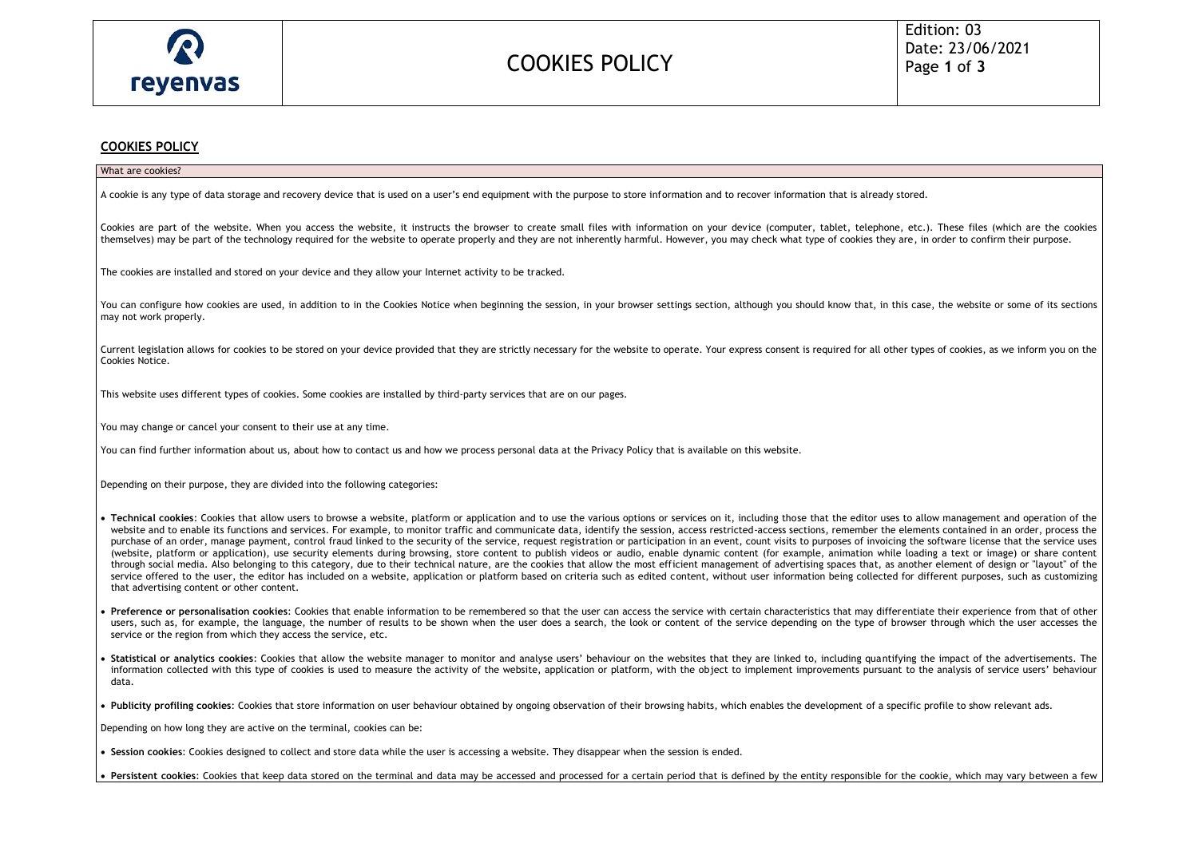## COOKIES POLICY

### What are cookies?

A cookie is any type of data storage and recovery device that is used on a user's end equipment with the purpose to store information and to recover information that is already stored.

Cookies are part of the website. When you access the website, it instructs the browser to create small files with information on your device (computer, tablet, telephone, etc.). These files (which are the cookies themselves) may be part of the technology required for the website to operate properly and they are not inherently harmful. However, you may check what type of cookies they are, in order to confirm their purpose.

The cookies are installed and stored on your device and they allow your Internet activity to be tracked.

You can configure how cookies are used, in addition to in the Cookies Notice when beginning the session, in your browser settings section, although you should know that, in this case, the website or some of its sections may not work properly.

Current legislation allows for cookies to be stored on your device provided that they are strictly necessary for the website to operate. Your express consent is required for all other types of cookies, as we inform you on the Cookies Notice.

This website uses different types of cookies. Some cookies are installed by third-party services that are on our pages.

You may change or cancel your consent to their use at any time.

You can find further information about us, about how to contact us and how we process personal data at the Privacy Policy that is available on this website.

Depending on their purpose, they are divided into the following categories:

- **Technical cookies**: Cookies that allow users to browse a website, platform or application and to use the various options or services on it, including those that the editor uses to allow management and operation of the website and to enable its functions and services. For example, to monitor traffic and communicate data, identify the session, access restricted-access sections, remember the elements contained in an order, process the purchase of an order, manage payment, control fraud linked to the security of the service, request registration or participation in an event, count visits to purposes of invoicing the software license that the service uses (website, platform or application), use security elements during browsing, store content to publish videos or audio, enable dynamic content (for example, animation while loading a text or image) or share content through social media. Also belonging to this category, due to their technical nature, are the cookies that allow the most efficient management of advertising spaces that, as another element of design or "layout" of the service offered to the user, the editor has included on a website, application or platform based on criteria such as edited content, without user information being collected for different purposes, such as customizing that advertising content or other content.

- **Preference or personalisation cookies**: Cookies that enable information to be remembered so that the user can access the service with certain characteristics that may differentiate their experience from that of other users, such as, for example, the language, the number of results to be shown when the user does a search, the look or content of the service depending on the type of browser through which the user accesses the service or the region from which they access the service, etc.

- **Statistical or analytics cookies**: Cookies that allow the website manager to monitor and analyse users' behaviour on the websites that they are linked to, including quantifying the impact of the advertisements. The information collected with this type of cookies is used to measure the activity of the website, application or platform, with the object to implement improvements pursuant to the analysis of service users' behaviour data.

- **Publicity profiling cookies**: Cookies that store information on user behaviour obtained by ongoing observation of their browsing habits, which enables the development of a specific profile to show relevant ads.

Depending on how long they are active on the terminal, cookies can be:

- **Session cookies**: Cookies designed to collect and store data while the user is accessing a website. They disappear when the session is ended.

- **Persistent cookies**: Cookies that keep data stored on the terminal and data may be accessed and processed for a certain period that is defined by the entity responsible for the cookie, which may vary between a few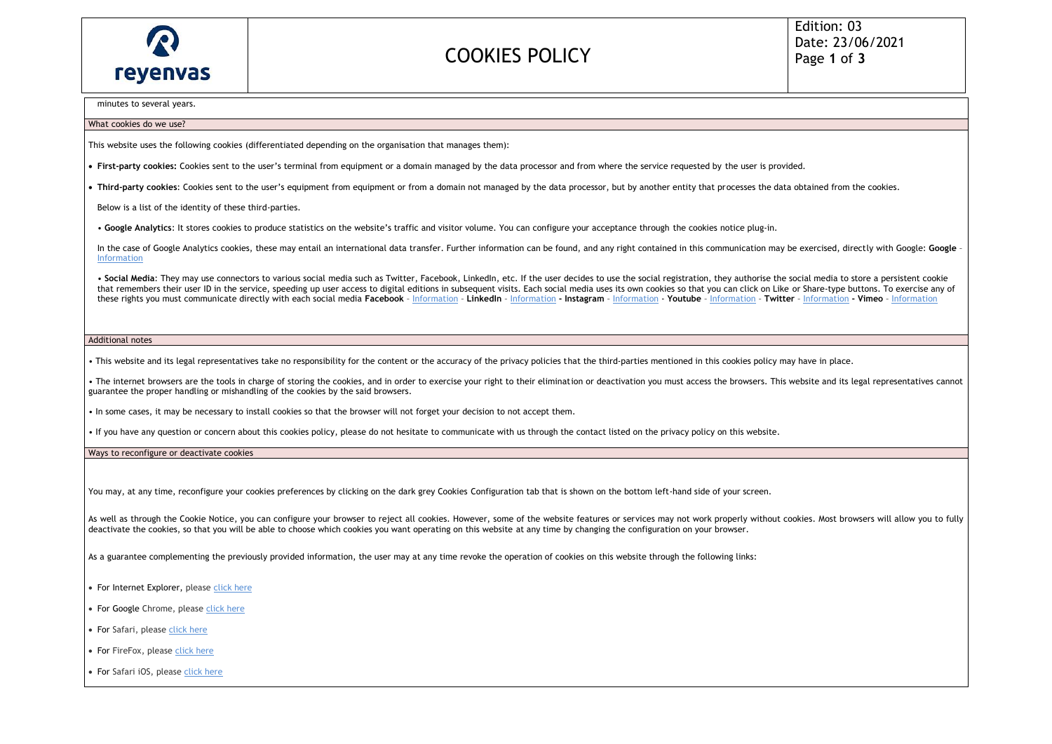minutes to several years.

## What cookies do we use?

This website uses the following cookies (differentiated depending on the organisation that manages them):

- **First-party cookies:** Cookies sent to the user's terminal from equipment or a domain managed by the data processor and from where the service requested by the user is provided.
- **Third-party cookies**: Cookies sent to the user's equipment from equipment or from a domain not managed by the data processor, but by another entity that processes the data obtained from the cookies.

Below is a list of the identity of these third-parties.

- **Google Analytics**: It stores cookies to produce statistics on the website's traffic and visitor volume. You can configure your acceptance through the cookies notice plug-in.

In the case of Google Analytics cookies, these may entail an international data transfer. Further information can be found, and any right contained in this communication may be exercised, directly with Google: **Google** – Information

- **Social Media**: They may use connectors to various social media such as Twitter, Facebook, LinkedIn, etc. If the user decides to use the social registration, they authorise the social media to store a persistent cookie that remembers their user ID in the service, speeding up user access to digital editions in subsequent visits. Each social media uses its own cookies so that you can click on Like or Share-type buttons. To exercise any of these rights you must communicate directly with each social media **Facebook** – Information – **LinkedIn** – Information **- Instagram** – Information **- Youtube** – Information – **Twitter** – Information **- Vimeo** – Information

## Additional notes

- This website and its legal representatives take no responsibility for the content or the accuracy of the privacy policies that the third-parties mentioned in this cookies policy may have in place.
- The internet browsers are the tools in charge of storing the cookies, and in order to exercise your right to their elimination or deactivation you must access the browsers. This website and its legal representatives cannot guarantee the proper handling or mishandling of the cookies by the said browsers.
- In some cases, it may be necessary to install cookies so that the browser will not forget your decision to not accept them.
- If you have any question or concern about this cookies policy, please do not hesitate to communicate with us through the contact listed on the privacy policy on this website.

## Ways to reconfigure or deactivate cookies

You may, at any time, reconfigure your cookies preferences by clicking on the dark grey Cookies Configuration tab that is shown on the bottom left-hand side of your screen.

As well as through the Cookie Notice, you can configure your browser to reject all cookies. However, some of the website features or services may not work properly without cookies. Most browsers will allow you to fully deactivate the cookies, so that you will be able to choose which cookies you want operating on this website at any time by changing the configuration on your browser.

As a guarantee complementing the previously provided information, the user may at any time revoke the operation of cookies on this website through the following links:

- For Internet Explorer, please click here
- For Google Chrome, please click here
- For Safari, please click here
- For FireFox, please click here
- For Safari iOS, please click here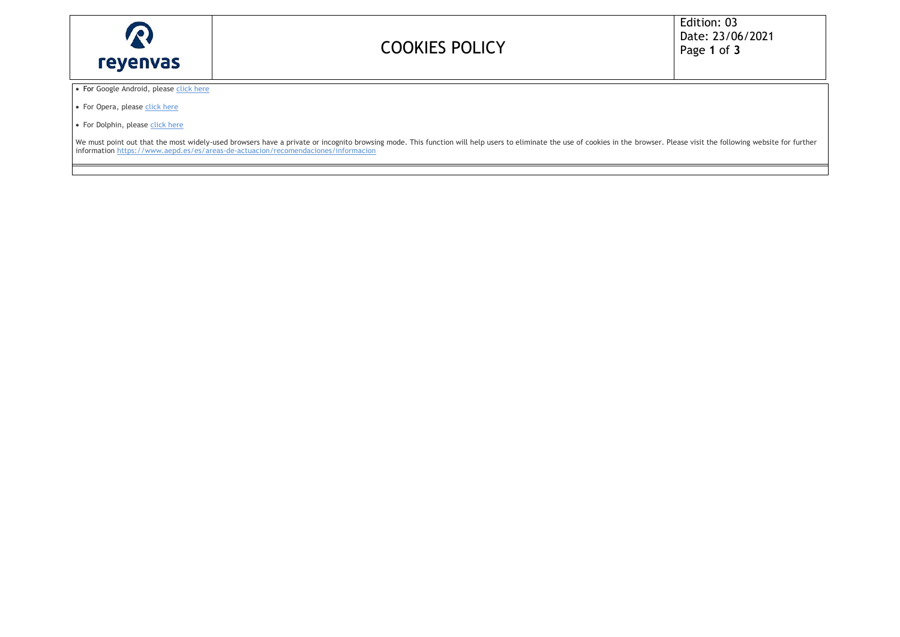- For Google Android, please click here
- For Opera, please click here
- For Dolphin, please click here

We must point out that the most widely-used browsers have a private or incognito browsing mode. This function will help users to eliminate the use of cookies in the browser. Please visit the following website for further information https://www.aepd.es/es/areas-de-actuacion/recomendaciones/informacion